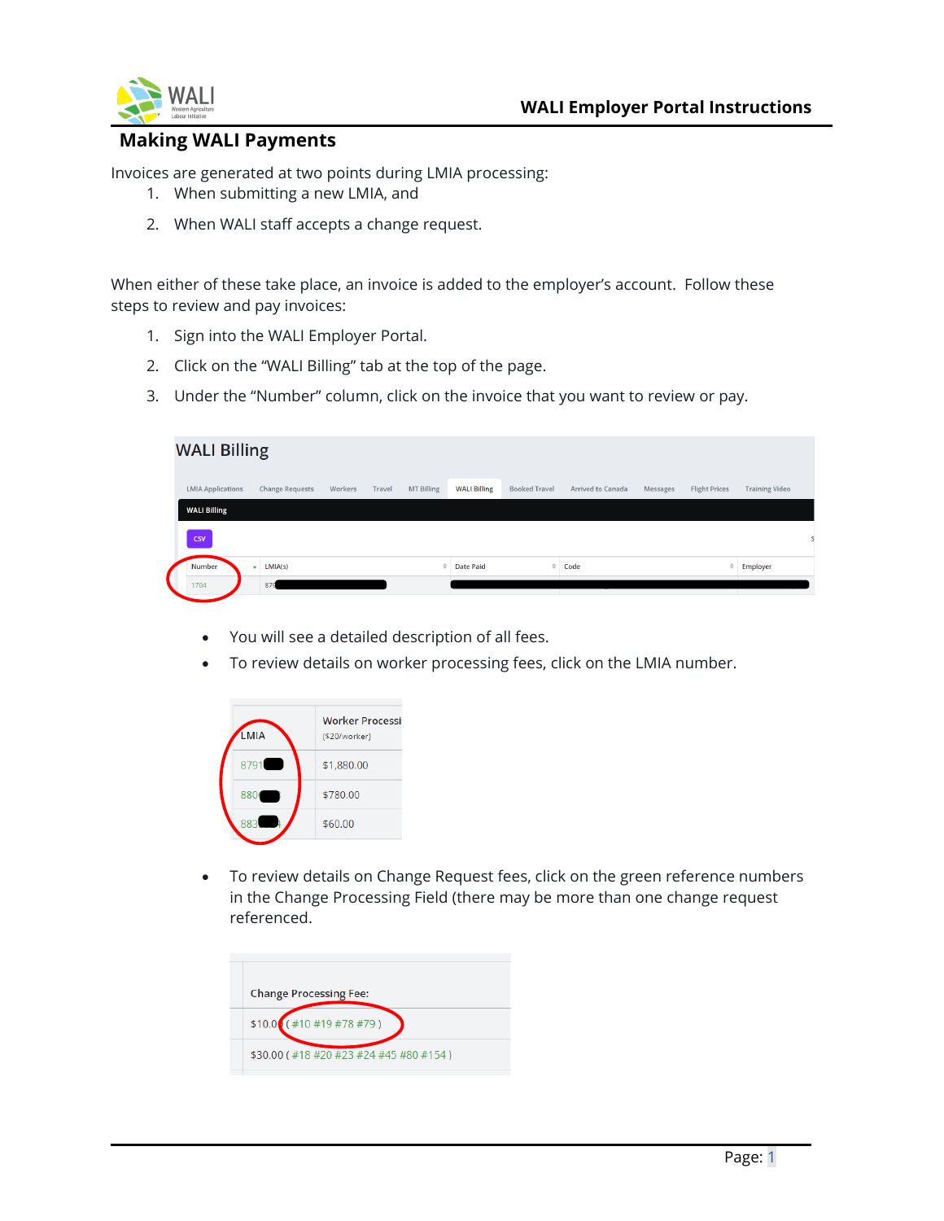## Making WALI Payments

Invoices are generated at two points during LMIA processing:

1. When submitting a new LMIA, and
2. When WALI staff accepts a change request.

When either of these take place, an invoice is added to the employer's account. Follow these steps to review and pay invoices:

1. Sign into the WALI Employer Portal.
2. Click on the "WALI Billing" tab at the top of the page.
3. Under the "Number" column, click on the invoice that you want to review or pay.

**WALI Billing**

LMIA Applications | Change Requests | Workers | Travel | MT Billing | WALI Billing | Booked Travel | Arrived to Canada | Messages | Flight Prices | Training Video

WALI Billing

CSV

| Number | LMIA(s) | Date Paid | Code | Employer |
|---|---|---|---|---|
| 1704 | 879 | | | |

- You will see a detailed description of all fees.
- To review details on worker processing fees, click on the LMIA number.

| LMIA | Worker Processi ($20/worker) |
|---|---|
| 8791 | $1,880.00 |
| 880 | $780.00 |
| 883 | $60.00 |

- To review details on Change Request fees, click on the green reference numbers in the Change Processing Field (there may be more than one change request referenced.

| Change Processing Fee: |
|---|
| $10.00 ( #10 #19 #78 #79 ) |
| $30.00 ( #18 #20 #23 #24 #45 #80 #154 ) |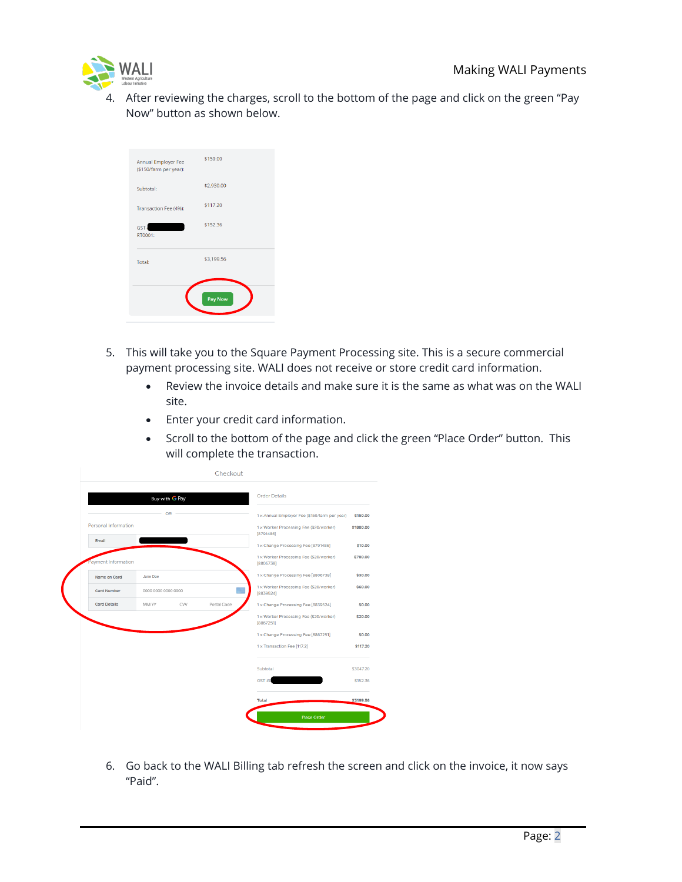4. After reviewing the charges, scroll to the bottom of the page and click on the green "Pay Now" button as shown below.

5. This will take you to the Square Payment Processing site. This is a secure commercial payment processing site. WALI does not receive or store credit card information.
   - Review the invoice details and make sure it is the same as what was on the WALI site.
   - Enter your credit card information.
   - Scroll to the bottom of the page and click the green "Place Order" button. This will complete the transaction.

6. Go back to the WALI Billing tab refresh the screen and click on the invoice, it now says "Paid".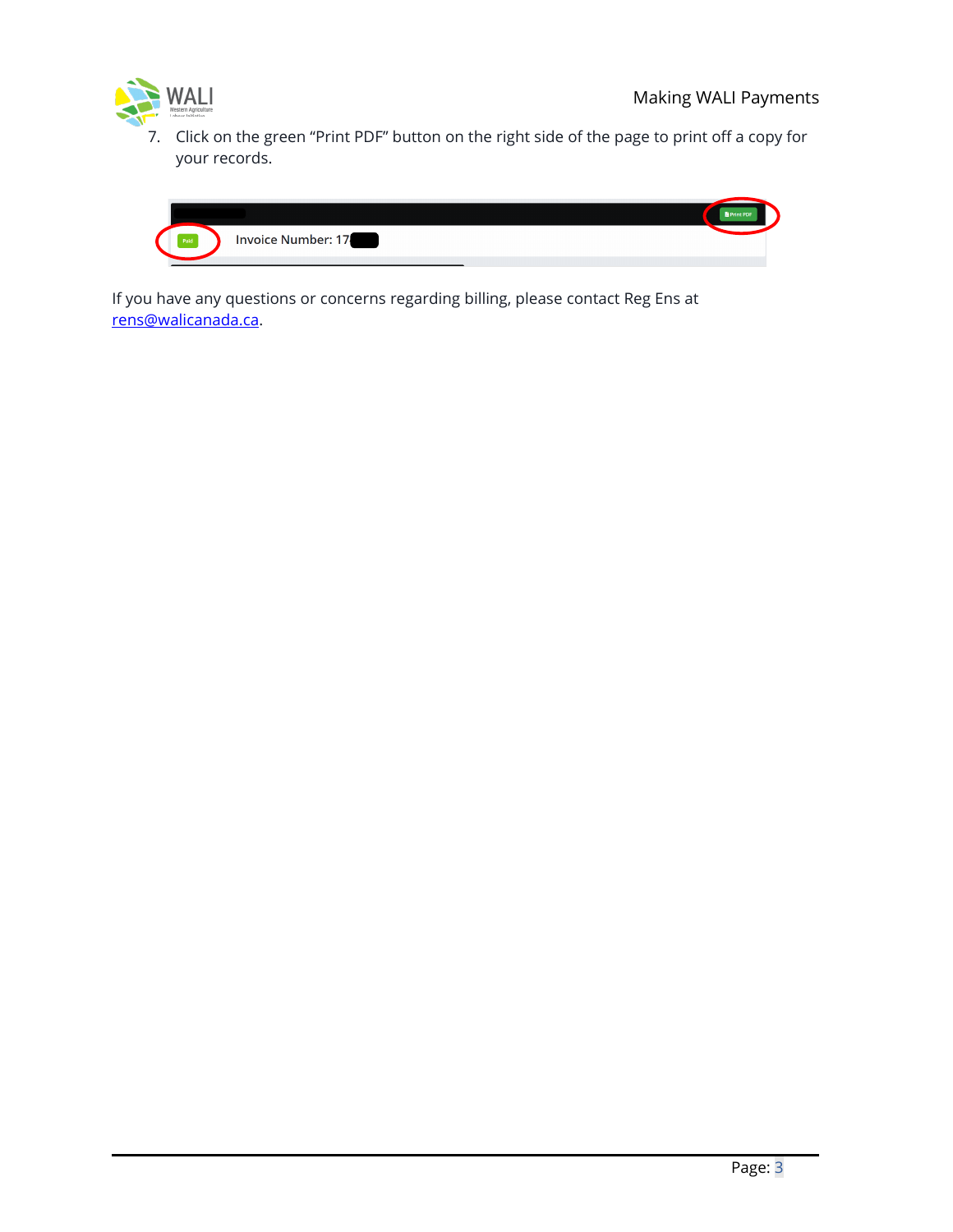7. Click on the green "Print PDF" button on the right side of the page to print off a copy for your records.

If you have any questions or concerns regarding billing, please contact Reg Ens at rens@walicanada.ca.